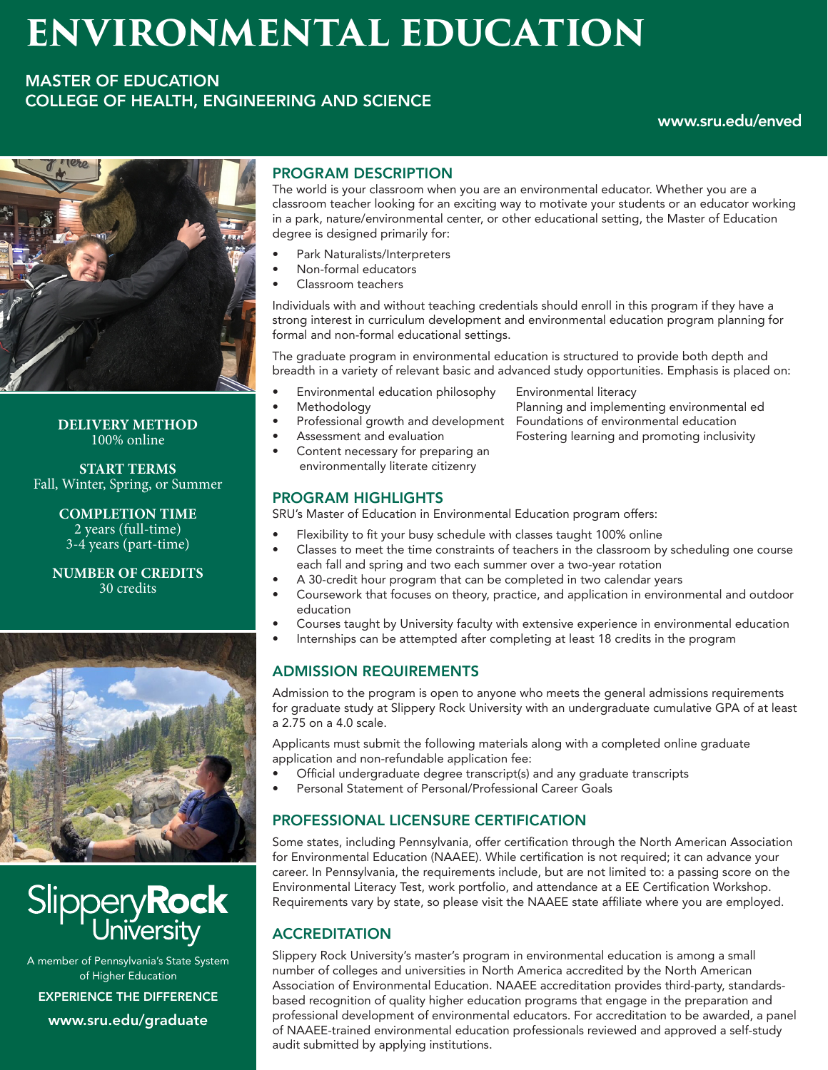# ENVIRONMENTAL EDUCATION

## MASTER OF EDUCATION
## COLLEGE OF HEALTH, ENGINEERING AND SCIENCE

www.sru.edu/enved

**DELIVERY METHOD**
100% online

**START TERMS**
Fall, Winter, Spring, or Summer

**COMPLETION TIME**
2 years (full-time)
3-4 years (part-time)

**NUMBER OF CREDITS**
30 credits

## PROGRAM DESCRIPTION

The world is your classroom when you are an environmental educator. Whether you are a classroom teacher looking for an exciting way to motivate your students or an educator working in a park, nature/environmental center, or other educational setting, the Master of Education degree is designed primarily for:

- Park Naturalists/Interpreters
- Non-formal educators
- Classroom teachers

Individuals with and without teaching credentials should enroll in this program if they have a strong interest in curriculum development and environmental education program planning for formal and non-formal educational settings.

The graduate program in environmental education is structured to provide both depth and breadth in a variety of relevant basic and advanced study opportunities. Emphasis is placed on:

- Environmental education philosophy
- Methodology
- Professional growth and development
- Assessment and evaluation
- Content necessary for preparing an environmentally literate citizenry
- Environmental literacy
- Planning and implementing environmental ed
- Foundations of environmental education
- Fostering learning and promoting inclusivity

## PROGRAM HIGHLIGHTS

SRU's Master of Education in Environmental Education program offers:

- Flexibility to fit your busy schedule with classes taught 100% online
- Classes to meet the time constraints of teachers in the classroom by scheduling one course each fall and spring and two each summer over a two-year rotation
- A 30-credit hour program that can be completed in two calendar years
- Coursework that focuses on theory, practice, and application in environmental and outdoor education
- Courses taught by University faculty with extensive experience in environmental education
- Internships can be attempted after completing at least 18 credits in the program

## ADMISSION REQUIREMENTS

Admission to the program is open to anyone who meets the general admissions requirements for graduate study at Slippery Rock University with an undergraduate cumulative GPA of at least a 2.75 on a 4.0 scale.

Applicants must submit the following materials along with a completed online graduate application and non-refundable application fee:

- Official undergraduate degree transcript(s) and any graduate transcripts
- Personal Statement of Personal/Professional Career Goals

## PROFESSIONAL LICENSURE CERTIFICATION

Some states, including Pennsylvania, offer certification through the North American Association for Environmental Education (NAAEE). While certification is not required; it can advance your career. In Pennsylvania, the requirements include, but are not limited to: a passing score on the Environmental Literacy Test, work portfolio, and attendance at a EE Certification Workshop. Requirements vary by state, so please visit the NAAEE state affiliate where you are employed.

## ACCREDITATION

Slippery Rock University's master's program in environmental education is among a small number of colleges and universities in North America accredited by the North American Association of Environmental Education. NAAEE accreditation provides third-party, standards-based recognition of quality higher education programs that engage in the preparation and professional development of environmental educators. For accreditation to be awarded, a panel of NAAEE-trained environmental education professionals reviewed and approved a self-study audit submitted by applying institutions.

SlipperyRock University

A member of Pennsylvania's State System of Higher Education

EXPERIENCE THE DIFFERENCE

www.sru.edu/graduate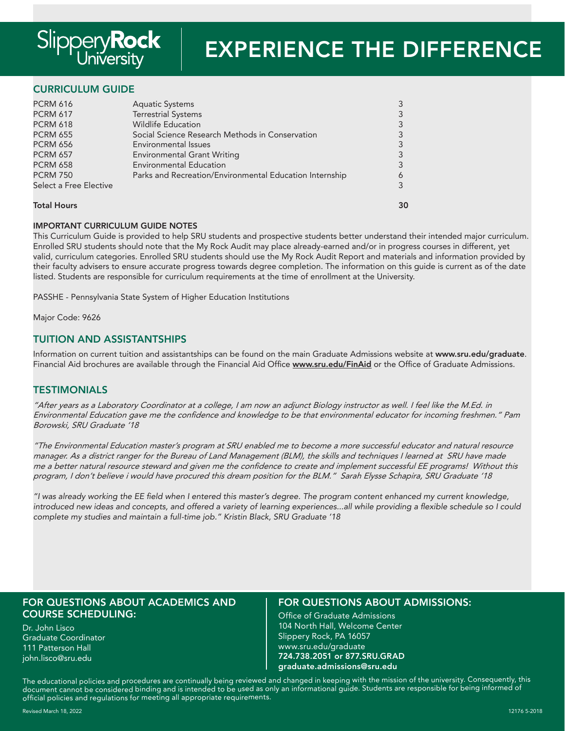SlipperyRock University | EXPERIENCE THE DIFFERENCE

## CURRICULUM GUIDE

| | | |
|---|---|---|
| PCRM 616 | Aquatic Systems | 3 |
| PCRM 617 | Terrestrial Systems | 3 |
| PCRM 618 | Wildlife Education | 3 |
| PCRM 655 | Social Science Research Methods in Conservation | 3 |
| PCRM 656 | Environmental Issues | 3 |
| PCRM 657 | Environmental Grant Writing | 3 |
| PCRM 658 | Environmental Education | 3 |
| PCRM 750 | Parks and Recreation/Environmental Education Internship | 6 |
| Select a Free Elective | | 3 |
| **Total Hours** | | **30** |

### IMPORTANT CURRICULUM GUIDE NOTES

This Curriculum Guide is provided to help SRU students and prospective students better understand their intended major curriculum. Enrolled SRU students should note that the My Rock Audit may place already-earned and/or in progress courses in different, yet valid, curriculum categories. Enrolled SRU students should use the My Rock Audit Report and materials and information provided by their faculty advisers to ensure accurate progress towards degree completion. The information on this guide is current as of the date listed. Students are responsible for curriculum requirements at the time of enrollment at the University.

PASSHE - Pennsylvania State System of Higher Education Institutions

Major Code: 9626

## TUITION AND ASSISTANTSHIPS

Information on current tuition and assistantships can be found on the main Graduate Admissions website at **www.sru.edu/graduate**. Financial Aid brochures are available through the Financial Aid Office **www.sru.edu/FinAid** or the Office of Graduate Admissions.

## TESTIMONIALS

*"After years as a Laboratory Coordinator at a college, I am now an adjunct Biology instructor as well. I feel like the M.Ed. in Environmental Education gave me the confidence and knowledge to be that environmental educator for incoming freshmen." Pam Borowski, SRU Graduate '18*

*"The Environmental Education master's program at SRU enabled me to become a more successful educator and natural resource manager. As a district ranger for the Bureau of Land Management (BLM), the skills and techniques I learned at SRU have made me a better natural resource steward and given me the confidence to create and implement successful EE programs! Without this program, I don't believe i would have procured this dream position for the BLM." Sarah Elysse Schapira, SRU Graduate '18*

*"I was already working the EE field when I entered this master's degree. The program content enhanced my current knowledge, introduced new ideas and concepts, and offered a variety of learning experiences...all while providing a flexible schedule so I could complete my studies and maintain a full-time job." Kristin Black, SRU Graduate '18*

## FOR QUESTIONS ABOUT ACADEMICS AND COURSE SCHEDULING:

Dr. John Lisco
Graduate Coordinator
111 Patterson Hall
john.lisco@sru.edu

## FOR QUESTIONS ABOUT ADMISSIONS:

Office of Graduate Admissions
104 North Hall, Welcome Center
Slippery Rock, PA 16057
www.sru.edu/graduate
**724.738.2051 or 877.SRU.GRAD**
**graduate.admissions@sru.edu**

The educational policies and procedures are continually being reviewed and changed in keeping with the mission of the university. Consequently, this document cannot be considered binding and is intended to be used as only an informational guide. Students are responsible for being informed of official policies and regulations for meeting all appropriate requirements.

Revised March 18, 2022

12176 5-2018